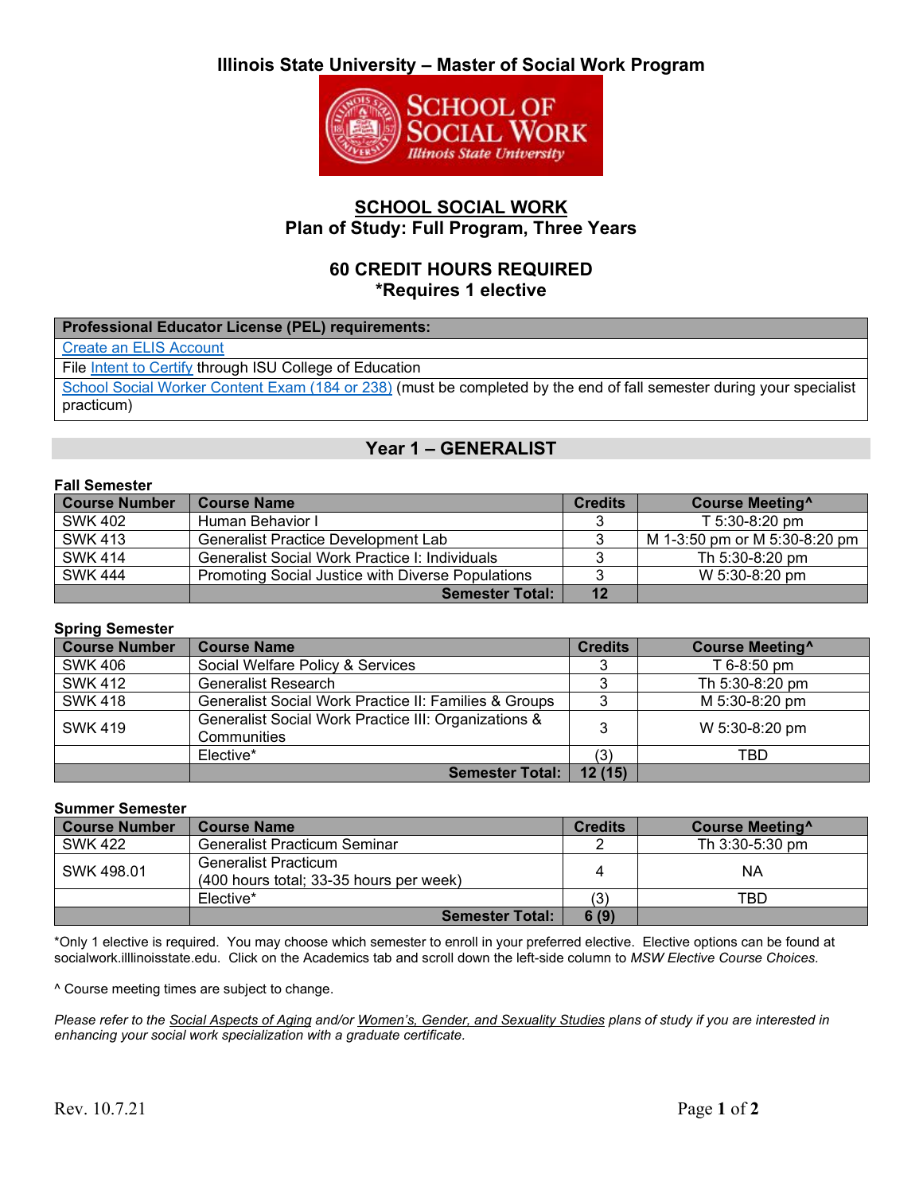# Illinois State University – Master of Social Work Program

SCHOOL OF SOCIAL WORK
*Illinois State University*

## SCHOOL SOCIAL WORK
## Plan of Study: Full Program, Three Years

### 60 CREDIT HOURS REQUIRED
### *Requires 1 elective

| Professional Educator License (PEL) requirements: |
|---|
| Create an ELIS Account |
| File Intent to Certify through ISU College of Education |
| School Social Worker Content Exam (184 or 238) (must be completed by the end of fall semester during your specialist practicum) |

## Year 1 – GENERALIST

**Fall Semester**

| Course Number | Course Name | Credits | Course Meeting^ |
|---|---|---|---|
| SWK 402 | Human Behavior I | 3 | T 5:30-8:20 pm |
| SWK 413 | Generalist Practice Development Lab | 3 | M 1-3:50 pm or M 5:30-8:20 pm |
| SWK 414 | Generalist Social Work Practice I: Individuals | 3 | Th 5:30-8:20 pm |
| SWK 444 | Promoting Social Justice with Diverse Populations | 3 | W 5:30-8:20 pm |
| | **Semester Total:** | **12** | |

**Spring Semester**

| Course Number | Course Name | Credits | Course Meeting^ |
|---|---|---|---|
| SWK 406 | Social Welfare Policy & Services | 3 | T 6-8:50 pm |
| SWK 412 | Generalist Research | 3 | Th 5:30-8:20 pm |
| SWK 418 | Generalist Social Work Practice II: Families & Groups | 3 | M 5:30-8:20 pm |
| SWK 419 | Generalist Social Work Practice III: Organizations & Communities | 3 | W 5:30-8:20 pm |
| | Elective* | (3) | TBD |
| | **Semester Total:** | **12 (15)** | |

**Summer Semester**

| Course Number | Course Name | Credits | Course Meeting^ |
|---|---|---|---|
| SWK 422 | Generalist Practicum Seminar | 2 | Th 3:30-5:30 pm |
| SWK 498.01 | Generalist Practicum (400 hours total; 33-35 hours per week) | 4 | NA |
| | Elective* | (3) | TBD |
| | **Semester Total:** | **6 (9)** | |

*Only 1 elective is required. You may choose which semester to enroll in your preferred elective. Elective options can be found at socialwork.illlinoisstate.edu. Click on the Academics tab and scroll down the left-side column to *MSW Elective Course Choices.*

^ Course meeting times are subject to change.

*Please refer to the Social Aspects of Aging and/or Women's, Gender, and Sexuality Studies plans of study if you are interested in enhancing your social work specialization with a graduate certificate.*

Rev. 10.7.21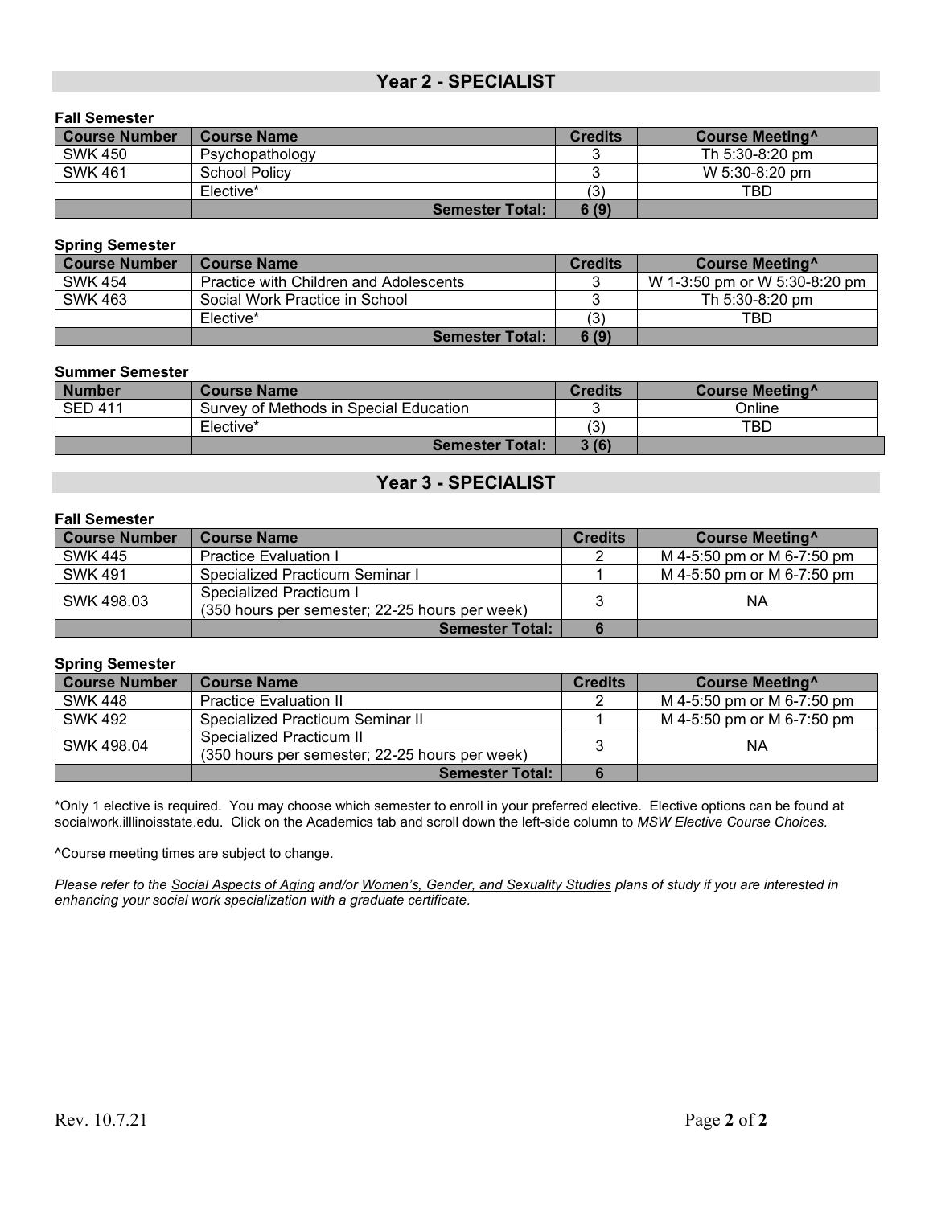## Year 2 - SPECIALIST

**Fall Semester**

| Course Number | Course Name | Credits | Course Meeting^ |
|---|---|---|---|
| SWK 450 | Psychopathology | 3 | Th 5:30-8:20 pm |
| SWK 461 | School Policy | 3 | W 5:30-8:20 pm |
| | Elective* | (3) | TBD |
| | **Semester Total:** | **6 (9)** | |

**Spring Semester**

| Course Number | Course Name | Credits | Course Meeting^ |
|---|---|---|---|
| SWK 454 | Practice with Children and Adolescents | 3 | W 1-3:50 pm or W 5:30-8:20 pm |
| SWK 463 | Social Work Practice in School | 3 | Th 5:30-8:20 pm |
| | Elective* | (3) | TBD |
| | **Semester Total:** | **6 (9)** | |

**Summer Semester**

| Number | Course Name | Credits | Course Meeting^ |
|---|---|---|---|
| SED 411 | Survey of Methods in Special Education | 3 | Online |
| | Elective* | (3) | TBD |
| | **Semester Total:** | **3 (6)** | |

## Year 3 - SPECIALIST

**Fall Semester**

| Course Number | Course Name | Credits | Course Meeting^ |
|---|---|---|---|
| SWK 445 | Practice Evaluation I | 2 | M 4-5:50 pm or M 6-7:50 pm |
| SWK 491 | Specialized Practicum Seminar I | 1 | M 4-5:50 pm or M 6-7:50 pm |
| SWK 498.03 | Specialized Practicum I (350 hours per semester; 22-25 hours per week) | 3 | NA |
| | **Semester Total:** | **6** | |

**Spring Semester**

| Course Number | Course Name | Credits | Course Meeting^ |
|---|---|---|---|
| SWK 448 | Practice Evaluation II | 2 | M 4-5:50 pm or M 6-7:50 pm |
| SWK 492 | Specialized Practicum Seminar II | 1 | M 4-5:50 pm or M 6-7:50 pm |
| SWK 498.04 | Specialized Practicum II (350 hours per semester; 22-25 hours per week) | 3 | NA |
| | **Semester Total:** | **6** | |

*Only 1 elective is required. You may choose which semester to enroll in your preferred elective. Elective options can be found at socialwork.illlinoisstate.edu. Click on the Academics tab and scroll down the left-side column to *MSW Elective Course Choices.*

^Course meeting times are subject to change.

*Please refer to the Social Aspects of Aging and/or Women's, Gender, and Sexuality Studies plans of study if you are interested in enhancing your social work specialization with a graduate certificate.*

Rev. 10.7.21